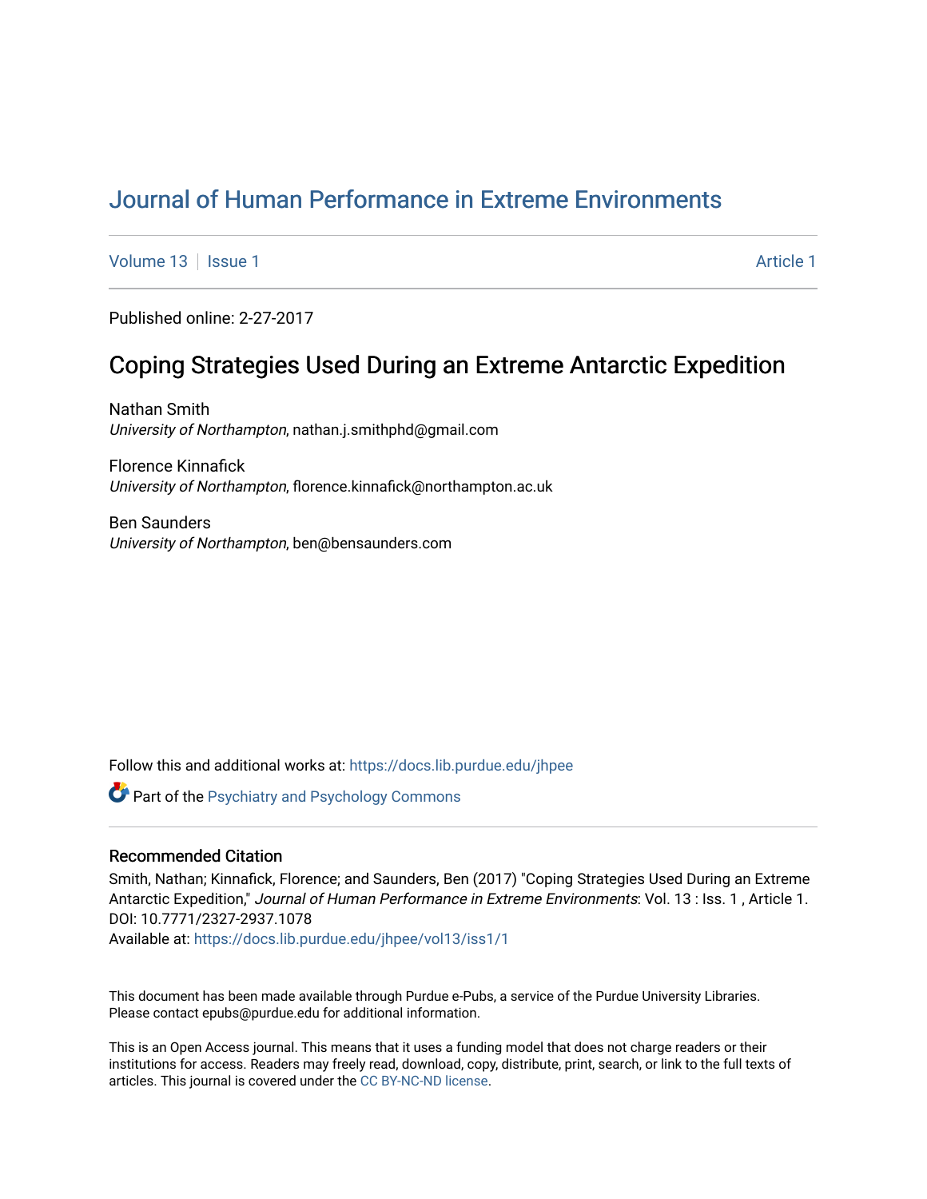# Journal of Human Performance in Extreme Environments

Volume 13 | Issue 1 Article 1

Published online: 2-27-2017

## Coping Strategies Used During an Extreme Antarctic Expedition

Nathan Smith
*University of Northampton*, nathan.j.smithphd@gmail.com

Florence Kinnafick
*University of Northampton*, florence.kinnafick@northampton.ac.uk

Ben Saunders
*University of Northampton*, ben@bensaunders.com

Follow this and additional works at: https://docs.lib.purdue.edu/jhpee

Part of the Psychiatry and Psychology Commons

### Recommended Citation

Smith, Nathan; Kinnafick, Florence; and Saunders, Ben (2017) "Coping Strategies Used During an Extreme Antarctic Expedition," *Journal of Human Performance in Extreme Environments*: Vol. 13 : Iss. 1 , Article 1.
DOI: 10.7771/2327-2937.1078
Available at: https://docs.lib.purdue.edu/jhpee/vol13/iss1/1

This document has been made available through Purdue e-Pubs, a service of the Purdue University Libraries. Please contact epubs@purdue.edu for additional information.

This is an Open Access journal. This means that it uses a funding model that does not charge readers or their institutions for access. Readers may freely read, download, copy, distribute, print, search, or link to the full texts of articles. This journal is covered under the CC BY-NC-ND license.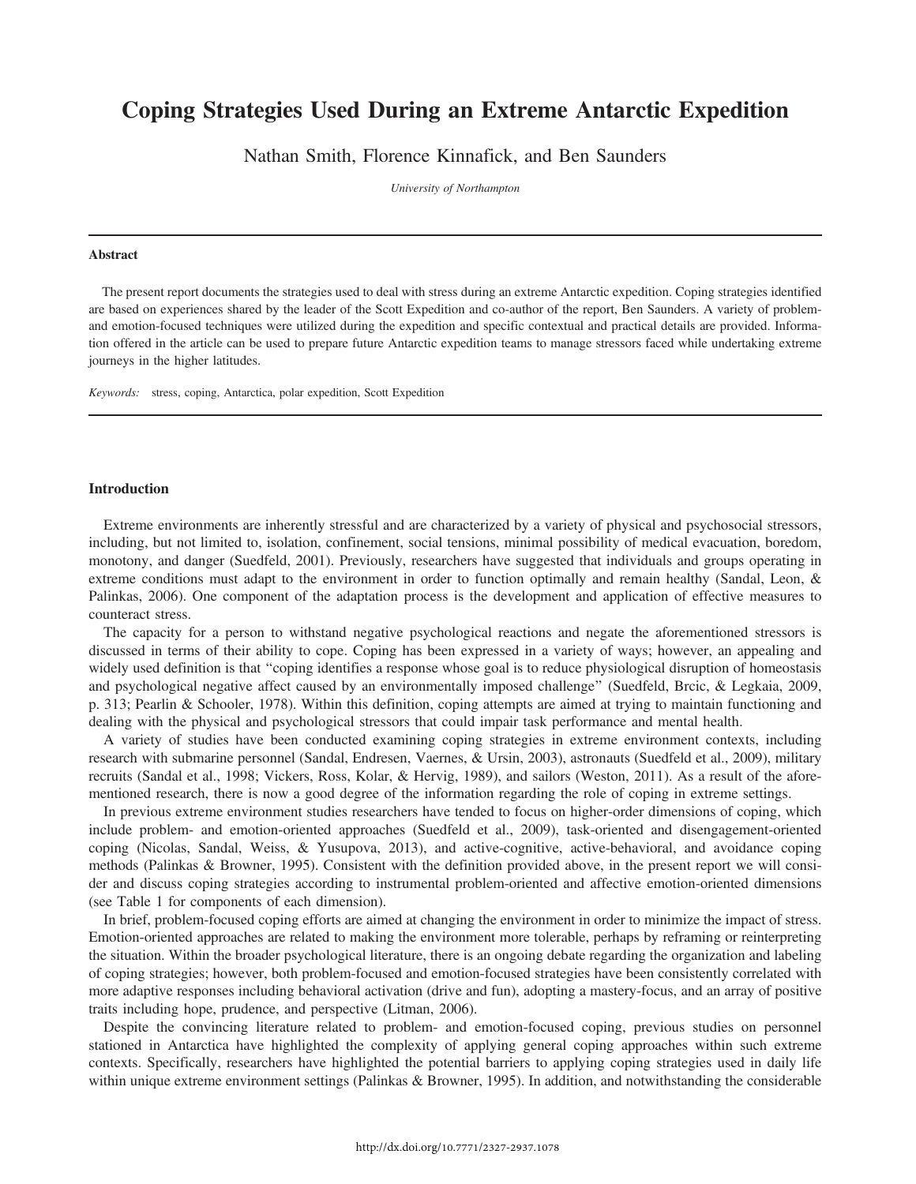# Coping Strategies Used During an Extreme Antarctic Expedition

Nathan Smith, Florence Kinnafick, and Ben Saunders

*University of Northampton*

---

**Abstract**

The present report documents the strategies used to deal with stress during an extreme Antarctic expedition. Coping strategies identified are based on experiences shared by the leader of the Scott Expedition and co-author of the report, Ben Saunders. A variety of problem- and emotion-focused techniques were utilized during the expedition and specific contextual and practical details are provided. Information offered in the article can be used to prepare future Antarctic expedition teams to manage stressors faced while undertaking extreme journeys in the higher latitudes.

*Keywords:* stress, coping, Antarctica, polar expedition, Scott Expedition

---

## Introduction

Extreme environments are inherently stressful and are characterized by a variety of physical and psychosocial stressors, including, but not limited to, isolation, confinement, social tensions, minimal possibility of medical evacuation, boredom, monotony, and danger (Suedfeld, 2001). Previously, researchers have suggested that individuals and groups operating in extreme conditions must adapt to the environment in order to function optimally and remain healthy (Sandal, Leon, & Palinkas, 2006). One component of the adaptation process is the development and application of effective measures to counteract stress.

The capacity for a person to withstand negative psychological reactions and negate the aforementioned stressors is discussed in terms of their ability to cope. Coping has been expressed in a variety of ways; however, an appealing and widely used definition is that "coping identifies a response whose goal is to reduce physiological disruption of homeostasis and psychological negative affect caused by an environmentally imposed challenge" (Suedfeld, Brcic, & Legkaia, 2009, p. 313; Pearlin & Schooler, 1978). Within this definition, coping attempts are aimed at trying to maintain functioning and dealing with the physical and psychological stressors that could impair task performance and mental health.

A variety of studies have been conducted examining coping strategies in extreme environment contexts, including research with submarine personnel (Sandal, Endresen, Vaernes, & Ursin, 2003), astronauts (Suedfeld et al., 2009), military recruits (Sandal et al., 1998; Vickers, Ross, Kolar, & Hervig, 1989), and sailors (Weston, 2011). As a result of the aforementioned research, there is now a good degree of the information regarding the role of coping in extreme settings.

In previous extreme environment studies researchers have tended to focus on higher-order dimensions of coping, which include problem- and emotion-oriented approaches (Suedfeld et al., 2009), task-oriented and disengagement-oriented coping (Nicolas, Sandal, Weiss, & Yusupova, 2013), and active-cognitive, active-behavioral, and avoidance coping methods (Palinkas & Browner, 1995). Consistent with the definition provided above, in the present report we will consider and discuss coping strategies according to instrumental problem-oriented and affective emotion-oriented dimensions (see Table 1 for components of each dimension).

In brief, problem-focused coping efforts are aimed at changing the environment in order to minimize the impact of stress. Emotion-oriented approaches are related to making the environment more tolerable, perhaps by reframing or reinterpreting the situation. Within the broader psychological literature, there is an ongoing debate regarding the organization and labeling of coping strategies; however, both problem-focused and emotion-focused strategies have been consistently correlated with more adaptive responses including behavioral activation (drive and fun), adopting a mastery-focus, and an array of positive traits including hope, prudence, and perspective (Litman, 2006).

Despite the convincing literature related to problem- and emotion-focused coping, previous studies on personnel stationed in Antarctica have highlighted the complexity of applying general coping approaches within such extreme contexts. Specifically, researchers have highlighted the potential barriers to applying coping strategies used in daily life within unique extreme environment settings (Palinkas & Browner, 1995). In addition, and notwithstanding the considerable

http://dx.doi.org/10.7771/2327-2937.1078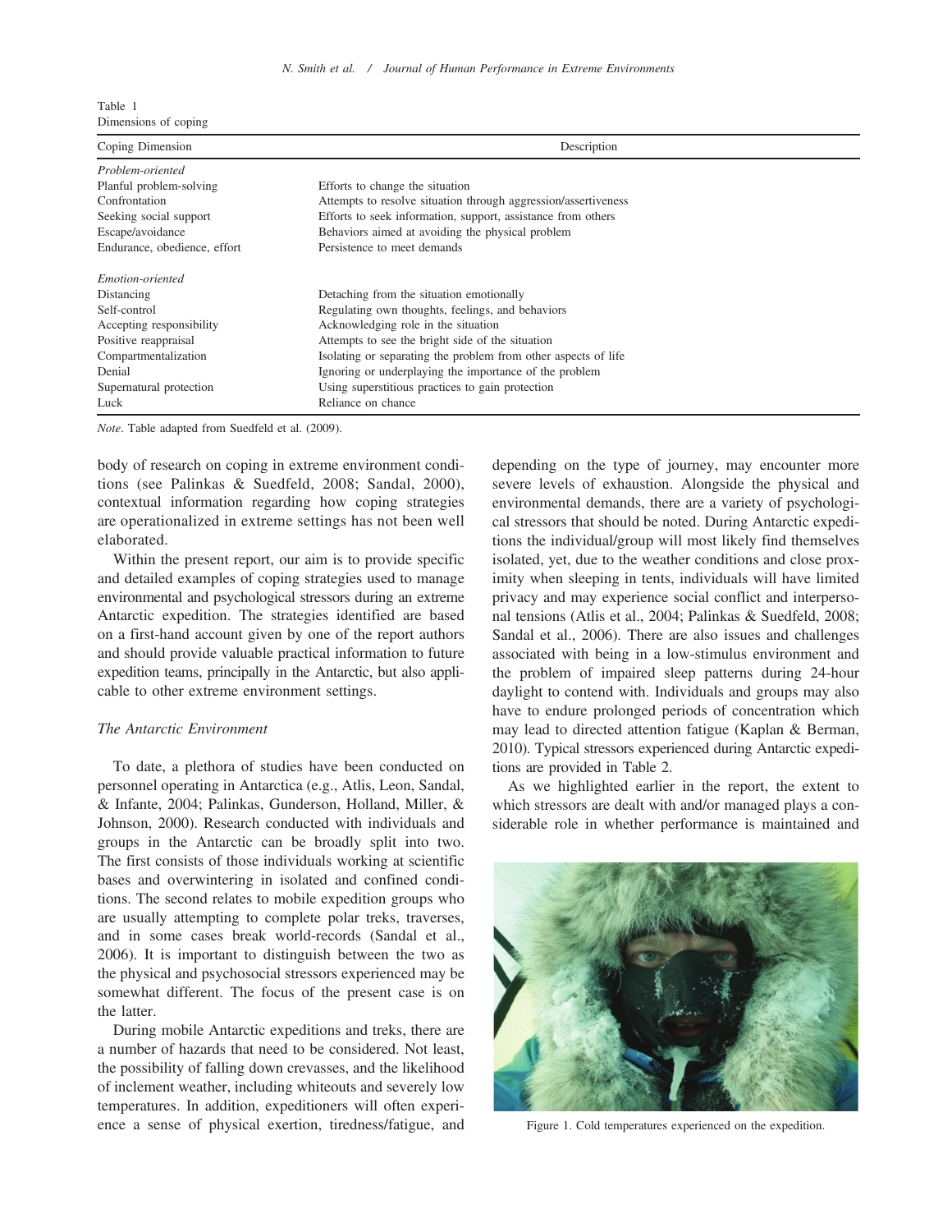Table 1
Dimensions of coping

| Coping Dimension | Description |
|---|---|
| *Problem-oriented* | |
| Planful problem-solving | Efforts to change the situation |
| Confrontation | Attempts to resolve situation through aggression/assertiveness |
| Seeking social support | Efforts to seek information, support, assistance from others |
| Escape/avoidance | Behaviors aimed at avoiding the physical problem |
| Endurance, obedience, effort | Persistence to meet demands |
| *Emotion-oriented* | |
| Distancing | Detaching from the situation emotionally |
| Self-control | Regulating own thoughts, feelings, and behaviors |
| Accepting responsibility | Acknowledging role in the situation |
| Positive reappraisal | Attempts to see the bright side of the situation |
| Compartmentalization | Isolating or separating the problem from other aspects of life |
| Denial | Ignoring or underplaying the importance of the problem |
| Supernatural protection | Using superstitious practices to gain protection |
| Luck | Reliance on chance |

*Note*. Table adapted from Suedfeld et al. (2009).

body of research on coping in extreme environment conditions (see Palinkas & Suedfeld, 2008; Sandal, 2000), contextual information regarding how coping strategies are operationalized in extreme settings has not been well elaborated.

Within the present report, our aim is to provide specific and detailed examples of coping strategies used to manage environmental and psychological stressors during an extreme Antarctic expedition. The strategies identified are based on a first-hand account given by one of the report authors and should provide valuable practical information to future expedition teams, principally in the Antarctic, but also applicable to other extreme environment settings.

### *The Antarctic Environment*

To date, a plethora of studies have been conducted on personnel operating in Antarctica (e.g., Atlis, Leon, Sandal, & Infante, 2004; Palinkas, Gunderson, Holland, Miller, & Johnson, 2000). Research conducted with individuals and groups in the Antarctic can be broadly split into two. The first consists of those individuals working at scientific bases and overwintering in isolated and confined conditions. The second relates to mobile expedition groups who are usually attempting to complete polar treks, traverses, and in some cases break world-records (Sandal et al., 2006). It is important to distinguish between the two as the physical and psychosocial stressors experienced may be somewhat different. The focus of the present case is on the latter.

During mobile Antarctic expeditions and treks, there are a number of hazards that need to be considered. Not least, the possibility of falling down crevasses, and the likelihood of inclement weather, including whiteouts and severely low temperatures. In addition, expeditioners will often experience a sense of physical exertion, tiredness/fatigue, and depending on the type of journey, may encounter more severe levels of exhaustion. Alongside the physical and environmental demands, there are a variety of psychological stressors that should be noted. During Antarctic expeditions the individual/group will most likely find themselves isolated, yet, due to the weather conditions and close proximity when sleeping in tents, individuals will have limited privacy and may experience social conflict and interpersonal tensions (Atlis et al., 2004; Palinkas & Suedfeld, 2008; Sandal et al., 2006). There are also issues and challenges associated with being in a low-stimulus environment and the problem of impaired sleep patterns during 24-hour daylight to contend with. Individuals and groups may also have to endure prolonged periods of concentration which may lead to directed attention fatigue (Kaplan & Berman, 2010). Typical stressors experienced during Antarctic expeditions are provided in Table 2.

As we highlighted earlier in the report, the extent to which stressors are dealt with and/or managed plays a considerable role in whether performance is maintained and

Figure 1. Cold temperatures experienced on the expedition.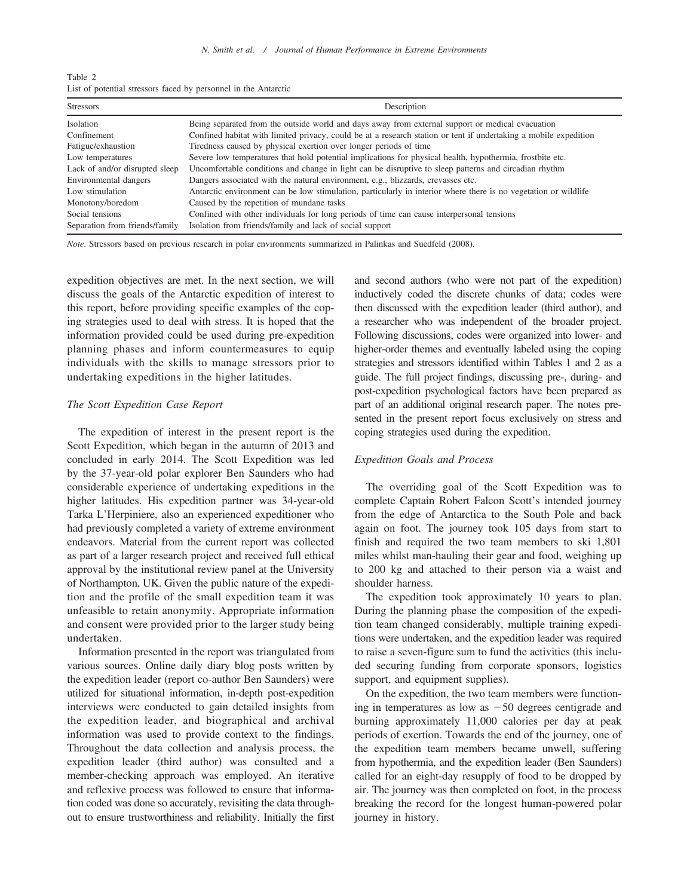Table 2
List of potential stressors faced by personnel in the Antarctic

| Stressors | Description |
|---|---|
| Isolation | Being separated from the outside world and days away from external support or medical evacuation |
| Confinement | Confined habitat with limited privacy, could be at a research station or tent if undertaking a mobile expedition |
| Fatigue/exhaustion | Tiredness caused by physical exertion over longer periods of time |
| Low temperatures | Severe low temperatures that hold potential implications for physical health, hypothermia, frostbite etc. |
| Lack of and/or disrupted sleep | Uncomfortable conditions and change in light can be disruptive to sleep patterns and circadian rhythm |
| Environmental dangers | Dangers associated with the natural environment, e.g., blizzards, crevasses etc. |
| Low stimulation | Antarctic environment can be low stimulation, particularly in interior where there is no vegetation or wildlife |
| Monotony/boredom | Caused by the repetition of mundane tasks |
| Social tensions | Confined with other individuals for long periods of time can cause interpersonal tensions |
| Separation from friends/family | Isolation from friends/family and lack of social support |

*Note*. Stressors based on previous research in polar environments summarized in Palinkas and Suedfeld (2008).

expedition objectives are met. In the next section, we will discuss the goals of the Antarctic expedition of interest to this report, before providing specific examples of the coping strategies used to deal with stress. It is hoped that the information provided could be used during pre-expedition planning phases and inform countermeasures to equip individuals with the skills to manage stressors prior to undertaking expeditions in the higher latitudes.

### *The Scott Expedition Case Report*

The expedition of interest in the present report is the Scott Expedition, which began in the autumn of 2013 and concluded in early 2014. The Scott Expedition was led by the 37-year-old polar explorer Ben Saunders who had considerable experience of undertaking expeditions in the higher latitudes. His expedition partner was 34-year-old Tarka L'Herpiniere, also an experienced expeditioner who had previously completed a variety of extreme environment endeavors. Material from the current report was collected as part of a larger research project and received full ethical approval by the institutional review panel at the University of Northampton, UK. Given the public nature of the expedition and the profile of the small expedition team it was unfeasible to retain anonymity. Appropriate information and consent were provided prior to the larger study being undertaken.

Information presented in the report was triangulated from various sources. Online daily diary blog posts written by the expedition leader (report co-author Ben Saunders) were utilized for situational information, in-depth post-expedition interviews were conducted to gain detailed insights from the expedition leader, and biographical and archival information was used to provide context to the findings. Throughout the data collection and analysis process, the expedition leader (third author) was consulted and a member-checking approach was employed. An iterative and reflexive process was followed to ensure that information coded was done so accurately, revisiting the data throughout to ensure trustworthiness and reliability. Initially the first and second authors (who were not part of the expedition) inductively coded the discrete chunks of data; codes were then discussed with the expedition leader (third author), and a researcher who was independent of the broader project. Following discussions, codes were organized into lower- and higher-order themes and eventually labeled using the coping strategies and stressors identified within Tables 1 and 2 as a guide. The full project findings, discussing pre-, during- and post-expedition psychological factors have been prepared as part of an additional original research paper. The notes presented in the present report focus exclusively on stress and coping strategies used during the expedition.

### *Expedition Goals and Process*

The overriding goal of the Scott Expedition was to complete Captain Robert Falcon Scott's intended journey from the edge of Antarctica to the South Pole and back again on foot. The journey took 105 days from start to finish and required the two team members to ski 1,801 miles whilst man-hauling their gear and food, weighing up to 200 kg and attached to their person via a waist and shoulder harness.

The expedition took approximately 10 years to plan. During the planning phase the composition of the expedition team changed considerably, multiple training expeditions were undertaken, and the expedition leader was required to raise a seven-figure sum to fund the activities (this included securing funding from corporate sponsors, logistics support, and equipment supplies).

On the expedition, the two team members were functioning in temperatures as low as −50 degrees centigrade and burning approximately 11,000 calories per day at peak periods of exertion. Towards the end of the journey, one of the expedition team members became unwell, suffering from hypothermia, and the expedition leader (Ben Saunders) called for an eight-day resupply of food to be dropped by air. The journey was then completed on foot, in the process breaking the record for the longest human-powered polar journey in history.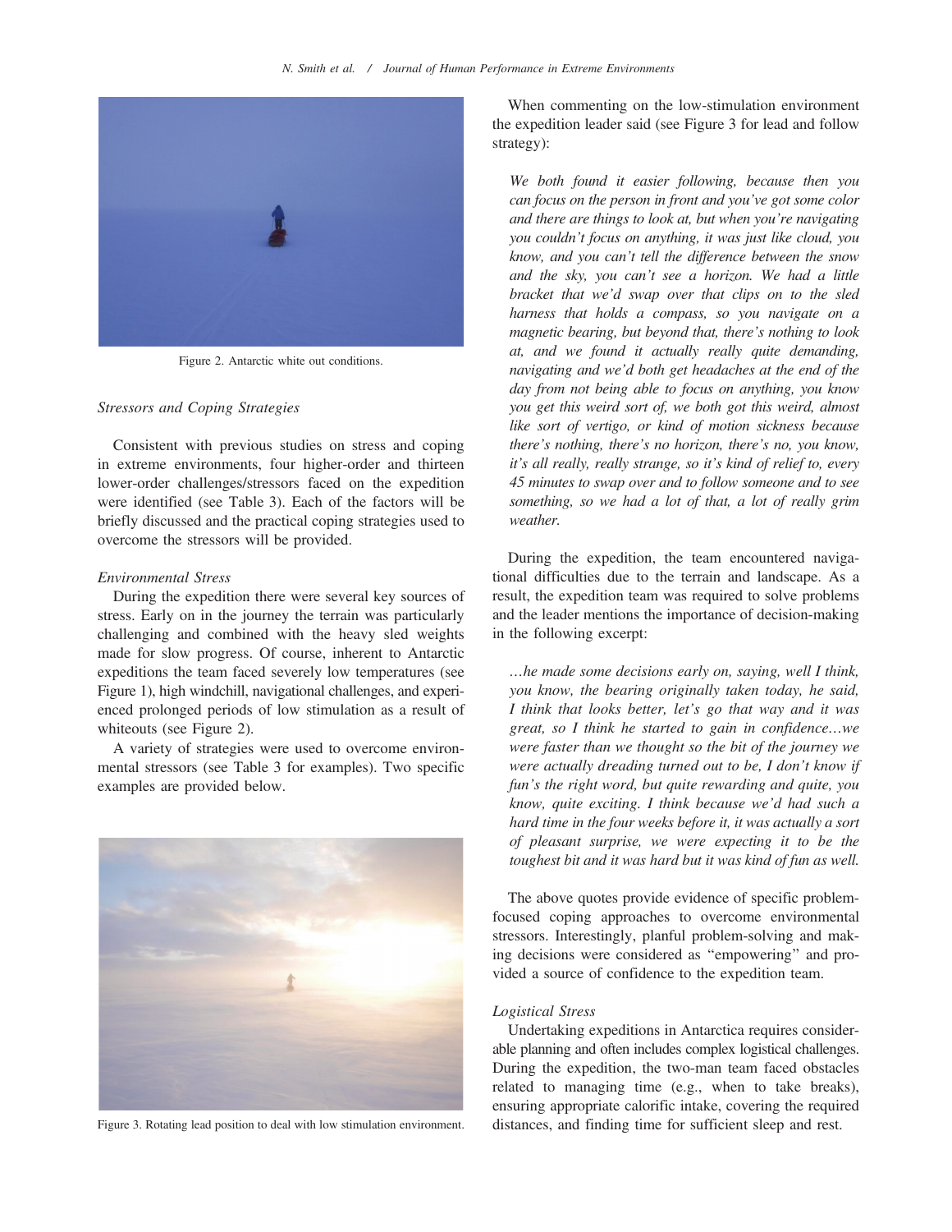Figure 2. Antarctic white out conditions.

### *Stressors and Coping Strategies*

Consistent with previous studies on stress and coping in extreme environments, four higher-order and thirteen lower-order challenges/stressors faced on the expedition were identified (see Table 3). Each of the factors will be briefly discussed and the practical coping strategies used to overcome the stressors will be provided.

#### *Environmental Stress*

During the expedition there were several key sources of stress. Early on in the journey the terrain was particularly challenging and combined with the heavy sled weights made for slow progress. Of course, inherent to Antarctic expeditions the team faced severely low temperatures (see Figure 1), high windchill, navigational challenges, and experienced prolonged periods of low stimulation as a result of whiteouts (see Figure 2).

A variety of strategies were used to overcome environmental stressors (see Table 3 for examples). Two specific examples are provided below.

Figure 3. Rotating lead position to deal with low stimulation environment.

When commenting on the low-stimulation environment the expedition leader said (see Figure 3 for lead and follow strategy):

> *We both found it easier following, because then you can focus on the person in front and you've got some color and there are things to look at, but when you're navigating you couldn't focus on anything, it was just like cloud, you know, and you can't tell the difference between the snow and the sky, you can't see a horizon. We had a little bracket that we'd swap over that clips on to the sled harness that holds a compass, so you navigate on a magnetic bearing, but beyond that, there's nothing to look at, and we found it actually really quite demanding, navigating and we'd both get headaches at the end of the day from not being able to focus on anything, you know you get this weird sort of, we both got this weird, almost like sort of vertigo, or kind of motion sickness because there's nothing, there's no horizon, there's no, you know, it's all really, really strange, so it's kind of of relief to, every 45 minutes to swap over and to follow someone and to see something, so we had a lot of that, a lot of really grim weather.*

During the expedition, the team encountered navigational difficulties due to the terrain and landscape. As a result, the expedition team was required to solve problems and the leader mentions the importance of decision-making in the following excerpt:

> *…he made some decisions early on, saying, well I think, you know, the bearing originally taken today, he said, I think that looks better, let's go that way and it was great, so I think he started to gain in confidence…we were faster than we thought so the bit of the journey we were actually dreading turned out to be, I don't know if fun's the right word, but quite rewarding and quite, you know, quite exciting. I think because we'd had such a hard time in the four weeks before it, it was actually a sort of pleasant surprise, we were expecting it to be the toughest bit and it was hard but it was kind of fun as well.*

The above quotes provide evidence of specific problem-focused coping approaches to overcome environmental stressors. Interestingly, planful problem-solving and making decisions were considered as "empowering" and provided a source of confidence to the expedition team.

#### *Logistical Stress*

Undertaking expeditions in Antarctica requires considerable planning and often includes complex logistical challenges. During the expedition, the two-man team faced obstacles related to managing time (e.g., when to take breaks), ensuring appropriate calorific intake, covering the required distances, and finding time for sufficient sleep and rest.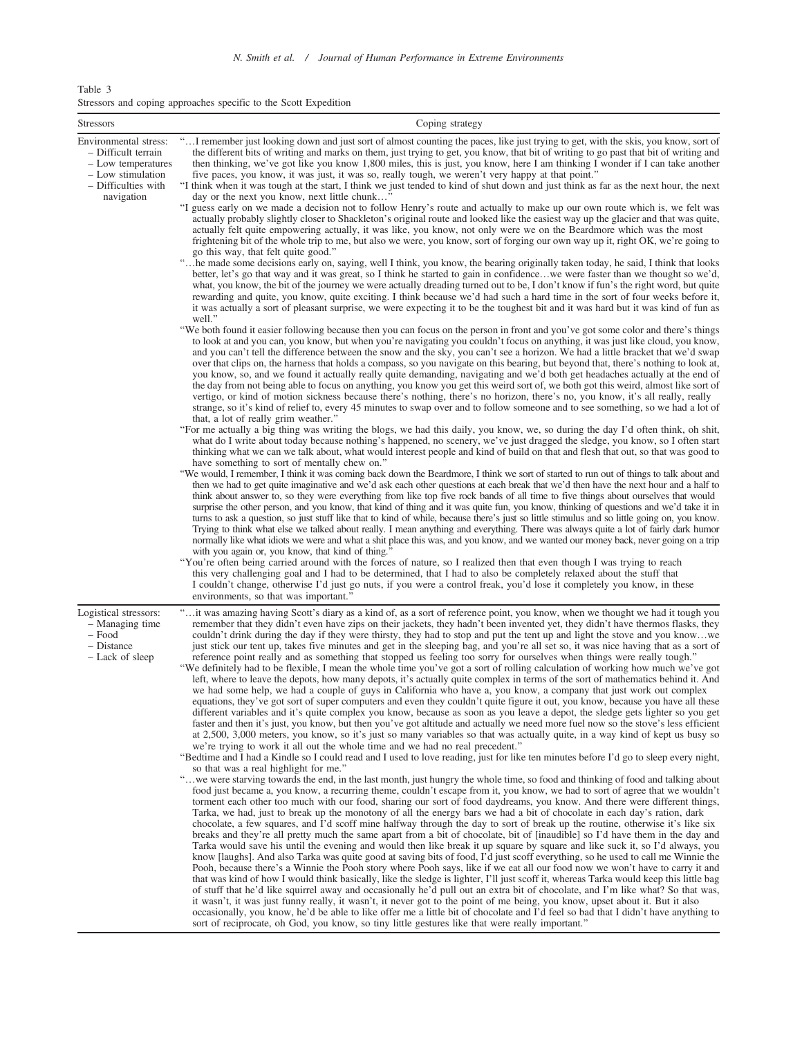Table 3
Stressors and coping approaches specific to the Scott Expedition

| Stressors | Coping strategy |
| --- | --- |
| Environmental stress:<br>– Difficult terrain<br>– Low temperatures<br>– Low stimulation<br>– Difficulties with navigation | "…I remember just looking down and just sort of almost counting the paces, like just trying to get, with the skis, you know, sort of the different bits of writing and marks on them, just trying to get, you know, that bit of writing to go past that bit of writing and then thinking, we've got like you know 1,800 miles, this is just, you know, here I am thinking I wonder if I can take another five paces, you know, it was just, it was so, really tough, we weren't very happy at that point."<br>"I think when it was tough at the start, I think we just tended to kind of shut down and just think as far as the next hour, the next day or the next you know, next little chunk…"<br>"I guess early on we made a decision not to follow Henry's route and actually to make up our own route which is, we felt was actually probably slightly closer to Shackleton's original route and looked like the easiest way up the glacier and that was quite, actually felt quite empowering actually, it was like, you know, not only were we on the Beardmore which was the most frightening bit of the whole trip to me, but also we were, you know, sort of forging our own way up it, right OK, we're going to go this way, that felt quite good."<br>"…he made some decisions early on, saying, well I think, you know, the bearing originally taken today, he said, I think that looks better, let's go that way and it was great, so I think he started to gain in confidence…we were faster than we thought so we'd, what, you know, the bit of the journey we were actually dreading turned out to be, I don't know if fun's the right word, but quite rewarding and quite, you know, quite exciting. I think because we'd had such a hard time in the sort of four weeks before it, it was actually a sort of pleasant surprise, we were expecting it to be the toughest bit and it was hard but it was kind of fun as well."<br>"We both found it easier following because then you can focus on the person in front and you've got some color and there's things to look at and you can, you know, but when you're navigating you couldn't focus on anything, it was just like cloud, you know, and you can't tell the difference between the snow and the sky, you can't see a horizon. We had a little bracket that we'd swap over that clips on, the harness that holds a compass, so you navigate on this bearing, but beyond that, there's nothing to look at, you know, so, and we found it actually really quite demanding, navigating and we'd both get headaches actually at the end of the day from not being able to focus on anything, you know you get this weird sort of, we both got this weird, almost like sort of vertigo, or kind of motion sickness because there's nothing, there's no horizon, there's no, you know, it's all really, really strange, so it's kind of relief to, every 45 minutes to swap over and to follow someone and to see something, so we had a lot of that, a lot of really grim weather."<br>"For me actually a big thing was writing the blogs, we had this daily, you know, we, so during the day I'd often think, oh shit, what do I write about today because nothing's happened, no scenery, we've just dragged the sledge, you know, so I often start thinking what we can we talk about, what would interest people and kind of build on that and flesh that out, so that was good to have something to sort of mentally chew on."<br>"We would, I remember, I think it was coming back down the Beardmore, I think we sort of started to run out of things to talk about and then we had to get quite imaginative and we'd ask each other questions at each break that we'd then have the next hour and a half to think about answer to, so they were everything from like top five rock bands of all time to five things about ourselves that would surprise the other person, and you know, that kind of thing and it was quite fun, you know, thinking of questions and we'd take it in turns to ask a question, so just stuff like that to kind of while, because there's just so little stimulus and so little going on, you know. Trying to think what else we talked about really. I mean anything and everything. There was always quite a lot of fairly dark humor normally like what idiots we were and what a shit place this was, and you know, and we wanted our money back, never going on a trip with you again or, you know, that kind of thing."<br>"You're often being carried around with the forces of nature, so I realized then that even though I was trying to reach this very challenging goal and I had to be determined, that I had to also be completely relaxed about the stuff that I couldn't change, otherwise I'd just go nuts, if you were a control freak, you'd lose it completely you know, in these environments, so that was important." |
| Logistical stressors:<br>– Managing time<br>– Food<br>– Distance<br>– Lack of sleep | "…it was amazing having Scott's diary as a kind of, as a sort of reference point, you know, when we thought we had it tough you remember that they didn't even have zips on their jackets, they hadn't been invented yet, they didn't have thermos flasks, they couldn't drink during the day if they were thirsty, they had to stop and put the tent up and light the stove and you know…we just stick our tent up, takes five minutes and get in the sleeping bag, and you're all set so, it was nice having that as a sort of reference point really and as something that stopped us feeling too sorry for ourselves when things were really tough."<br>"We definitely had to be flexible, I mean the whole time you've got a sort of rolling calculation of working how much we've got left, where to leave the depots, how many depots, it's actually quite complex in terms of the sort of mathematics behind it. And we had some help, we had a couple of guys in California who have a, you know, a company that just work out complex equations, they've got sort of super computers and even they couldn't figure it out, you know, because you have all these different variables and it's quite complex you know, because as soon as you leave a depot, the sledge gets lighter so you get faster and then it's just, you know, but then you've got altitude and actually we need more fuel now so the stove's less efficient at 2,500, 3,000 meters, you know, so it's just so many variables so that was actually quite, in a way kind of kept us busy so we're trying to work it all out the whole time and we had no real precedent."<br>"Bedtime and I had a Kindle so I could read and I used to love reading, just for like ten minutes before I'd go to sleep every night, so that was a real highlight for me."<br>"…we were starving towards the end, in the last month, just hungry the whole time, so food and thinking of food and talking about food just became a, you know, a recurring theme, couldn't escape from it, you know, we had to sort of agree that we wouldn't torment each other too much with our food, sharing our sort of food daydreams, you know. And there were different things, Tarka, we had, just to break up the monotony of all the energy bars we had a bit of chocolate in each day's ration, dark chocolate, a few squares, and I'd scoff mine halfway through the day to sort of break up the routine, otherwise it's like six breaks and they're all pretty much the same apart from a bit of chocolate, bit of [inaudible] so I'd have them in the day and Tarka would save his until the evening and would then like break it up square by square and like suck it, so I'd always, you know [laughs]. And also Tarka was quite good at saving bits of food, I'd just scoff everything, so he used to call me Winnie the Pooh, because there's a Winnie the Pooh story where Pooh says, like if we eat all our food now we won't have to carry it and that was kind of how I would think basically, like the sledge is lighter, I'll just scoff it, whereas Tarka would keep this little bag of stuff that he'd like squirrel away and occasionally he'd pull out an extra bit of chocolate, and I'm like what? So that was, it wasn't, it was just funny really, it wasn't, it never got to the point of me being, you know, upset about it. But it also occasionally, you know, he'd be able to like offer me a little bit of chocolate and I'd feel so bad that I didn't have anything to sort of reciprocate, oh God, you know, so tiny little gestures like that were really important." |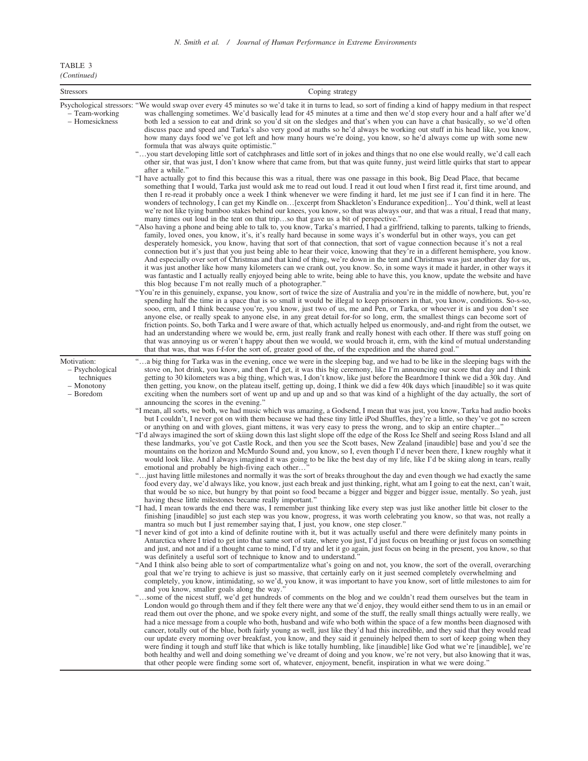TABLE 3

*(Continued)*

| Stressors | Coping strategy |
|---|---|
| Psychological stressors:<br>– Team-working<br>– Homesickness | "We would swap over every 45 minutes so we'd take it in turns to lead, so sort of finding a kind of happy medium in that respect was challenging sometimes. We'd basically lead for 45 minutes at a time and then we'd stop every hour and a half after we'd both led a session to eat and drink so you'd sit on the sledges and that's when you can have a chat basically, so we'd often discuss pace and speed and Tarka's also very good at maths so he'd always be working out stuff in his head like, you know, how many days food we've got left and how many hours we're doing, you know, so he'd always come up with some new formula that was always quite optimistic."<br>"…you start developing little sort of catchphrases and little sort of in jokes and things that no one else would really, we'd call each other sir, that was just, I don't know where that came from, but that was quite funny, just weird little quirks that start to appear after a while."<br>"I have actually got to find this because this was a ritual, there was one passage in this book, Big Dead Place, that became something that I would, Tarka just would ask me to read out loud. I read it out loud when I first read it, first time around, and then I re-read it probably once a week I think whenever we were finding it hard, let me just see if I can find it in here. The wonders of technology, I can get my Kindle on…[excerpt from Shackleton's Endurance expedition]... You'd think, well at least we're not like tying bamboo stakes behind our knees, you know, so that was always our, and that was a ritual, I read that many, many times out loud in the tent on that trip…so that gave us a bit of perspective."<br>"Also having a phone and being able to talk to, you know, Tarka's married, I had a girlfriend, talking to parents, talking to friends, family, loved ones, you know, it's, it's really hard because in some ways it's wonderful but in other ways, you can get desperately homesick, you know, having that sort of that connection, that sort of vague connection because it's not a real connection but it's just that you just being able to hear their voice, knowing that they're in a different hemisphere, you know. And especially over sort of Christmas and that kind of thing, we're down in the tent and Christmas was just another day for us, it was just another like how many kilometers can we crank out, you know. So, in some ways it made it harder, in other ways it was fantastic and I actually really enjoyed being able to write, being able to have this, you know, update the website and have this blog because I'm not really much of a photographer."<br>"You're in this genuinely, expanse, you know, sort of twice the size of Australia and you're in the middle of nowhere, but, you're spending half the time in a space that is so small it would be illegal to keep prisoners in that, you know, conditions. So-s-so, sooo, erm, and I think because you're, you know, just two of us, me and Pen, or Tarka, or whoever it is and you don't see anyone else, or really speak to anyone else, in any great detail for-for so long, erm, the smallest things can become sort of friction points. So, both Tarka and I were aware of that, which actually helped us enormously, and-and right from the outset, we had an understanding where we would be, erm, just really frank and really honest with each other. If there was stuff going on that was annoying us or weren't happy about then we would, we would broach it, erm, with the kind of mutual understanding that that was, that was f-f-for the sort of, greater good of the, of the expedition and the shared goal." |
| Motivation:<br>– Psychological techniques<br>– Monotony<br>– Boredom | "…a big thing for Tarka was in the evening, once we were in the sleeping bag, and we had to be like in the sleeping bags with the stove on, hot drink, you know, and then I'd get, it was this big ceremony, like I'm announcing our score that day and I think getting to 30 kilometers was a big thing, which was, I don't know, like just before the Beardmore I think we did a 30k day. And then getting, you know, on the plateau itself, getting up, doing, I think we did a few 40k days which [inaudible] so it was quite exciting when the numbers sort of went up and up and up and so that was kind of a highlight of the day actually, the sort of announcing the scores in the evening."<br>"I mean, all sorts, we both, we had music which was amazing, a Godsend, I mean that was just, you know, Tarka had audio books but I couldn't, I never got on with them because we had these tiny little iPod Shuffles, they're a little, so they've got no screen or anything on and with gloves, giant mittens, it was very easy to press the wrong, and to skip an entire chapter..."<br>"I'd always imagined the sort of skiing down this last slight slope off the edge of the Ross Ice Shelf and seeing Ross Island and all these landmarks, you've got Castle Rock, and then you see the Scott bases, New Zealand [inaudible] base and you'd see the mountains on the horizon and McMurdo Sound and, you know, so I, even though I'd never been there, I knew roughly what it would look like. And I always imagined it was going to be like the best day of my life, like I'd be skiing along in tears, really emotional and probably be high-fiving each other…"<br>"…just having little milestones and normally it was the sort of breaks throughout the day and even though we had exactly the same food every day, we'd always like, you know, just each break and just thinking, right, what am I going to eat the next, can't wait, that would be so nice, but hungry by that point so food became a bigger and bigger and bigger issue, mentally. So yeah, just having these little milestones became really important."<br>"I had, I mean towards the end there was, I remember just thinking like every step was just like another little bit closer to the finishing [inaudible] so just each step was you know, progress, it was worth celebrating you know, so that was, not really a mantra so much but I just remember saying that, I just, you know, one step closer."<br>"I never kind of got into a kind of definite routine with it, but it was actually useful and there were definitely many points in Antarctica where I tried to get into that same sort of state, where you just, I'd just focus on breathing or just focus on something and just, and not and if a thought came to mind, I'd try and let it go again, just focus on being in the present, you know, so that was definitely a useful sort of technique to know and to understand."<br>"And I think also being able to sort of compartmentalize what's going on and not, you know, the sort of the overall, overarching goal that we're trying to achieve is just so massive, that certainly early on it just seemed completely overwhelming and completely, you know, intimidating, so we'd, you know, it was important to have you know, sort of little milestones to aim for and you know, smaller goals along the way."<br>"…some of the nicest stuff, we'd get hundreds of comments on the blog and we couldn't read them ourselves but the team in London would go through them and if they felt there were any that we'd enjoy, they would either send them to us in an email or read them out over the phone, and we spoke every night, and some of the stuff, the really small things actually were really, we had a nice message from a couple who both, husband and wife who both within the space of a few months been diagnosed with cancer, totally out of the blue, both fairly young as well, just like they'd had this incredible, and they said that they would read our update every morning over breakfast, you know, and they said it genuinely helped them to sort of keep going when they were finding it tough and stuff like that which is like totally humbling, like [inaudible] like God what we're [inaudible], we're both healthy and well and doing something we've dreamt of doing and you know, we're not very, but also knowing that it was, that other people were finding some sort of, whatever, enjoyment, benefit, inspiration in what we were doing." |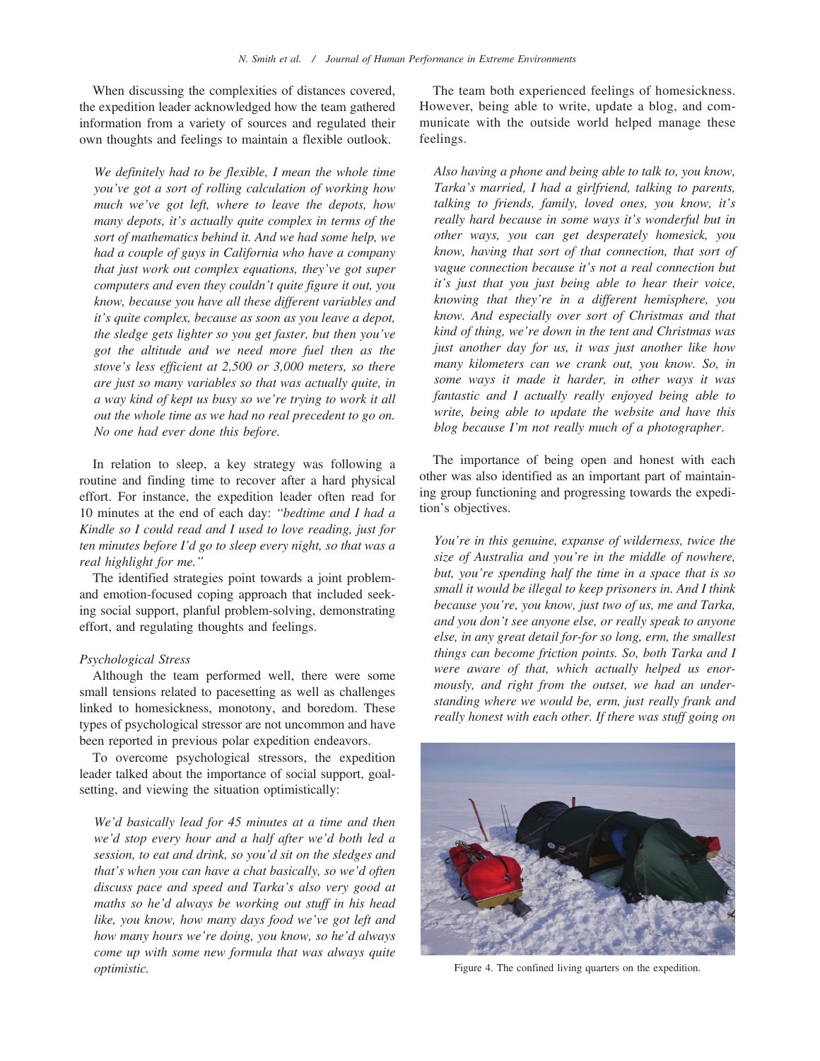When discussing the complexities of distances covered, the expedition leader acknowledged how the team gathered information from a variety of sources and regulated their own thoughts and feelings to maintain a flexible outlook.

*We definitely had to be flexible, I mean the whole time you've got a sort of rolling calculation of working how much we've got left, where to leave the depots, how many depots, it's actually quite complex in terms of the sort of mathematics behind it. And we had some help, we had a couple of guys in California who have a company that just work out complex equations, they've got super computers and even they couldn't quite figure it out, you know, because you have all these different variables and it's quite complex, because as soon as you leave a depot, the sledge gets lighter so you get faster, but then you've got the altitude and we need more fuel then as the stove's less efficient at 2,500 or 3,000 meters, so there are just so many variables so that was actually quite, in a way kind of kept us busy so we're trying to work it all out the whole time as we had no real precedent to go on. No one had ever done this before.*

In relation to sleep, a key strategy was following a routine and finding time to recover after a hard physical effort. For instance, the expedition leader often read for 10 minutes at the end of each day: *"bedtime and I had a Kindle so I could read and I used to love reading, just for ten minutes before I'd go to sleep every night, so that was a real highlight for me."*

The identified strategies point towards a joint problem- and emotion-focused coping approach that included seeking social support, planful problem-solving, demonstrating effort, and regulating thoughts and feelings.

*Psychological Stress*

Although the team performed well, there were some small tensions related to pacesetting as well as challenges linked to homesickness, monotony, and boredom. These types of psychological stressor are not uncommon and have been reported in previous polar expedition endeavors.

To overcome psychological stressors, the expedition leader talked about the importance of social support, goal-setting, and viewing the situation optimistically:

*We'd basically lead for 45 minutes at a time and then we'd stop every hour and a half after we'd both led a session, to eat and drink, so you'd sit on the sledges and that's when you can have a chat basically, so we'd often discuss pace and speed and Tarka's also very good at maths so he'd always be working out stuff in his head like, you know, how many days food we've got left and how many hours we're doing, you know, so he'd always come up with some new formula that was always quite optimistic.*

The team both experienced feelings of homesickness. However, being able to write, update a blog, and communicate with the outside world helped manage these feelings.

*Also having a phone and being able to talk to, you know, Tarka's married, I had a girlfriend, talking to parents, talking to friends, family, loved ones, you know, it's really hard because in some ways it's wonderful but in other ways, you can get desperately homesick, you know, having that sort of that connection, that sort of vague connection because it's not a real connection but it's just that you just being able to hear their voice, knowing that they're in a different hemisphere, you know. And especially over sort of Christmas and that kind of thing, we're down in the tent and Christmas was just another day for us, it was just another like how many kilometers can we crank out, you know. So, in some ways it made it harder, in other ways it was fantastic and I actually really enjoyed being able to write, being able to update the website and have this blog because I'm not really much of a photographer.*

The importance of being open and honest with each other was also identified as an important part of maintaining group functioning and progressing towards the expedition's objectives.

*You're in this genuine, expanse of wilderness, twice the size of Australia and you're in the middle of nowhere, but, you're spending half the time in a space that is so small it would be illegal to keep prisoners in. And I think because you're, you know, just two of us, me and Tarka, and you don't see anyone else, or really speak to anyone else, in any great detail for-for so long, erm, the smallest things can become friction points. So, both Tarka and I were aware of that, which actually helped us enormously, and right from the outset, we had an understanding where we would be, erm, just really frank and really honest with each other. If there was stuff going on*

Figure 4. The confined living quarters on the expedition.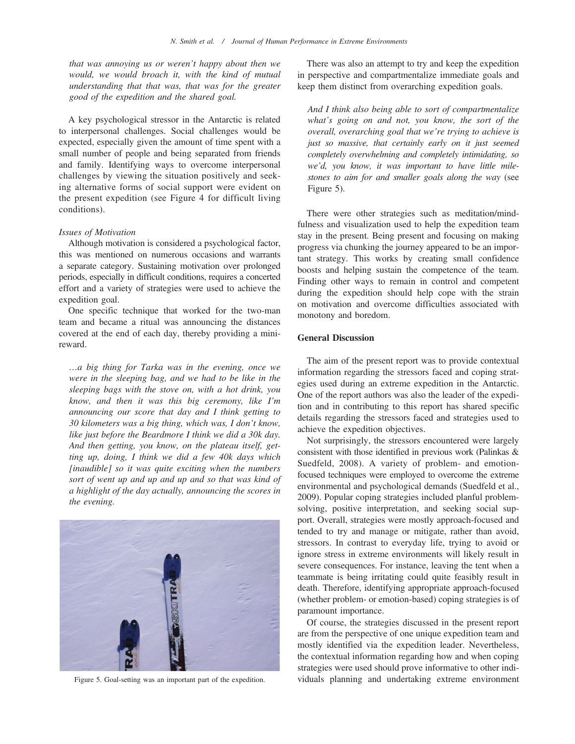*that was annoying us or weren't happy about then we would, we would broach it, with the kind of mutual understanding that that was, that was for the greater good of the expedition and the shared goal.*

A key psychological stressor in the Antarctic is related to interpersonal challenges. Social challenges would be expected, especially given the amount of time spent with a small number of people and being separated from friends and family. Identifying ways to overcome interpersonal challenges by viewing the situation positively and seeking alternative forms of social support were evident on the present expedition (see Figure 4 for difficult living conditions).

*Issues of Motivation*

Although motivation is considered a psychological factor, this was mentioned on numerous occasions and warrants a separate category. Sustaining motivation over prolonged periods, especially in difficult conditions, requires a concerted effort and a variety of strategies were used to achieve the expedition goal.

One specific technique that worked for the two-man team and became a ritual was announcing the distances covered at the end of each day, thereby providing a mini-reward.

*…a big thing for Tarka was in the evening, once we were in the sleeping bag, and we had to be like in the sleeping bags with the stove on, with a hot drink, you know, and then it was this big ceremony, like I'm announcing our score that day and I think getting to 30 kilometers was a big thing, which was, I don't know, like just before the Beardmore I think we did a 30k day. And then getting, you know, on the plateau itself, getting up, doing, I think we did a few 40k days which [inaudible] so it was quite exciting when the numbers sort of went up and up and up and so that was kind of a highlight of the day actually, announcing the scores in the evening.*

Figure 5. Goal-setting was an important part of the expedition.

There was also an attempt to try and keep the expedition in perspective and compartmentalize immediate goals and keep them distinct from overarching expedition goals.

*And I think also being able to sort of compartmentalize what's going on and not, you know, the sort of the overall, overarching goal that we're trying to achieve is just so massive, that certainly early on it just seemed completely overwhelming and completely intimidating, so we'd, you know, it was important to have little milestones to aim for and smaller goals along the way* (see Figure 5).

There were other strategies such as meditation/mindfulness and visualization used to help the expedition team stay in the present. Being present and focusing on making progress via chunking the journey appeared to be an important strategy. This works by creating small confidence boosts and helping sustain the competence of the team. Finding other ways to remain in control and competent during the expedition should help cope with the strain on motivation and overcome difficulties associated with monotony and boredom.

## General Discussion

The aim of the present report was to provide contextual information regarding the stressors faced and coping strategies used during an extreme expedition in the Antarctic. One of the report authors was also the leader of the expedition and in contributing to this report has shared specific details regarding the stressors faced and strategies used to achieve the expedition objectives.

Not surprisingly, the stressors encountered were largely consistent with those identified in previous work (Palinkas & Suedfeld, 2008). A variety of problem- and emotion-focused techniques were employed to overcome the extreme environmental and psychological demands (Suedfeld et al., 2009). Popular coping strategies included planful problem-solving, positive interpretation, and seeking social support. Overall, strategies were mostly approach-focused and tended to try and manage or mitigate, rather than avoid, stressors. In contrast to everyday life, trying to avoid or ignore stress in extreme environments will likely result in severe consequences. For instance, leaving the tent when a teammate is being irritating could quite feasibly result in death. Therefore, identifying appropriate approach-focused (whether problem- or emotion-based) coping strategies is of paramount importance.

Of course, the strategies discussed in the present report are from the perspective of one unique expedition team and mostly identified via the expedition leader. Nevertheless, the contextual information regarding how and when coping strategies were used should prove informative to other individuals planning and undertaking extreme environment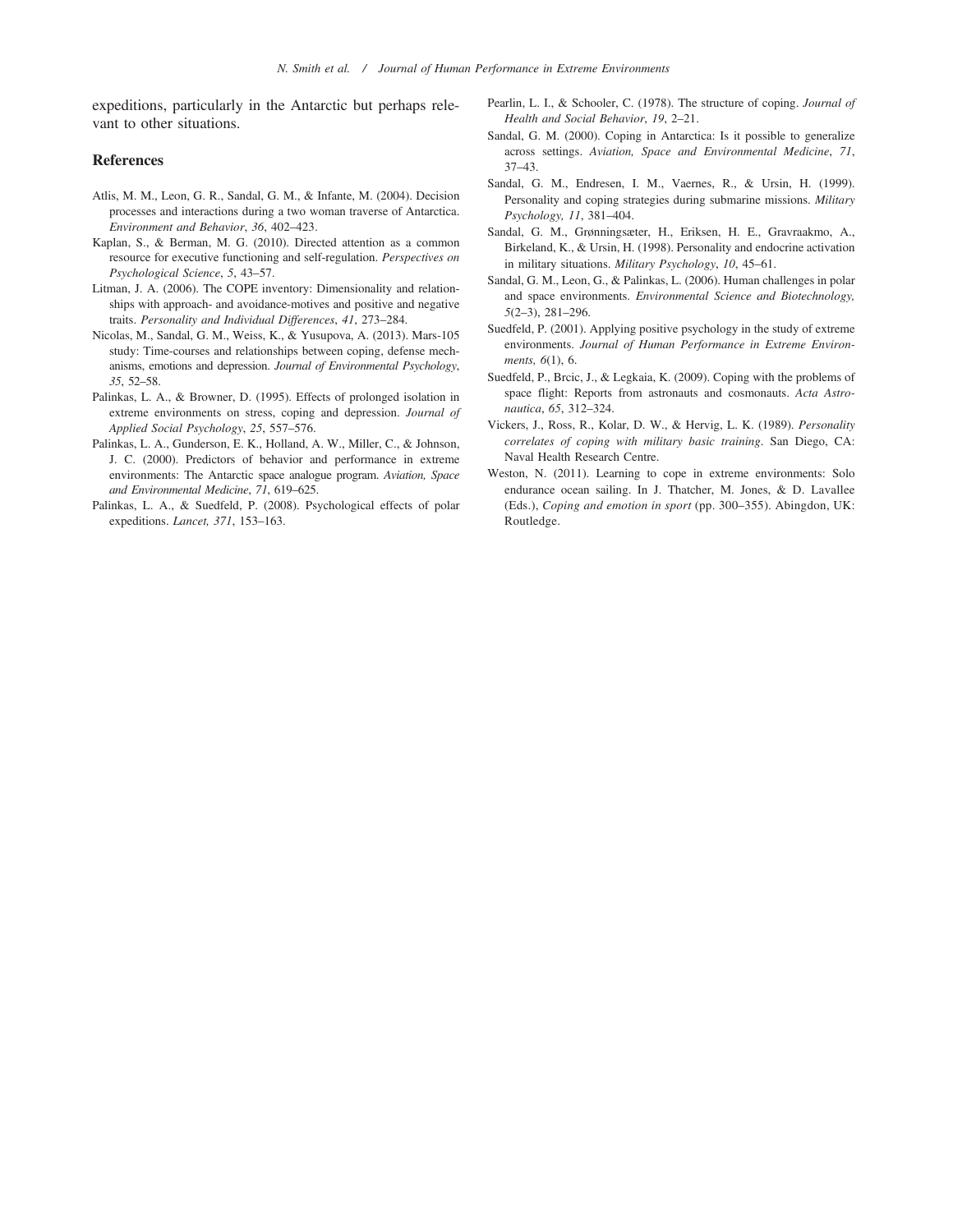expeditions, particularly in the Antarctic but perhaps relevant to other situations.

## References

Atlis, M. M., Leon, G. R., Sandal, G. M., & Infante, M. (2004). Decision processes and interactions during a two woman traverse of Antarctica. *Environment and Behavior*, *36*, 402–423.

Kaplan, S., & Berman, M. G. (2010). Directed attention as a common resource for executive functioning and self-regulation. *Perspectives on Psychological Science*, *5*, 43–57.

Litman, J. A. (2006). The COPE inventory: Dimensionality and relationships with approach- and avoidance-motives and positive and negative traits. *Personality and Individual Differences*, *41*, 273–284.

Nicolas, M., Sandal, G. M., Weiss, K., & Yusupova, A. (2013). Mars-105 study: Time-courses and relationships between coping, defense mechanisms, emotions and depression. *Journal of Environmental Psychology*, *35*, 52–58.

Palinkas, L. A., & Browner, D. (1995). Effects of prolonged isolation in extreme environments on stress, coping and depression. *Journal of Applied Social Psychology*, *25*, 557–576.

Palinkas, L. A., Gunderson, E. K., Holland, A. W., Miller, C., & Johnson, J. C. (2000). Predictors of behavior and performance in extreme environments: The Antarctic space analogue program. *Aviation, Space and Environmental Medicine*, *71*, 619–625.

Palinkas, L. A., & Suedfeld, P. (2008). Psychological effects of polar expeditions. *Lancet, 371*, 153–163.

Pearlin, L. I., & Schooler, C. (1978). The structure of coping. *Journal of Health and Social Behavior*, *19*, 2–21.

Sandal, G. M. (2000). Coping in Antarctica: Is it possible to generalize across settings. *Aviation, Space and Environmental Medicine*, *71*, 37–43.

Sandal, G. M., Endresen, I. M., Vaernes, R., & Ursin, H. (1999). Personality and coping strategies during submarine missions. *Military Psychology, 11*, 381–404.

Sandal, G. M., Grønningsæter, H., Eriksen, H. E., Gravraakmo, A., Birkeland, K., & Ursin, H. (1998). Personality and endocrine activation in military situations. *Military Psychology*, *10*, 45–61.

Sandal, G. M., Leon, G., & Palinkas, L. (2006). Human challenges in polar and space environments. *Environmental Science and Biotechnology, 5*(2–3), 281–296.

Suedfeld, P. (2001). Applying positive psychology in the study of extreme environments. *Journal of Human Performance in Extreme Environments, 6*(1), 6.

Suedfeld, P., Brcic, J., & Legkaia, K. (2009). Coping with the problems of space flight: Reports from astronauts and cosmonauts. *Acta Astronautica*, *65*, 312–324.

Vickers, J., Ross, R., Kolar, D. W., & Hervig, L. K. (1989). *Personality correlates of coping with military basic training*. San Diego, CA: Naval Health Research Centre.

Weston, N. (2011). Learning to cope in extreme environments: Solo endurance ocean sailing. In J. Thatcher, M. Jones, & D. Lavallee (Eds.), *Coping and emotion in sport* (pp. 300–355). Abingdon, UK: Routledge.